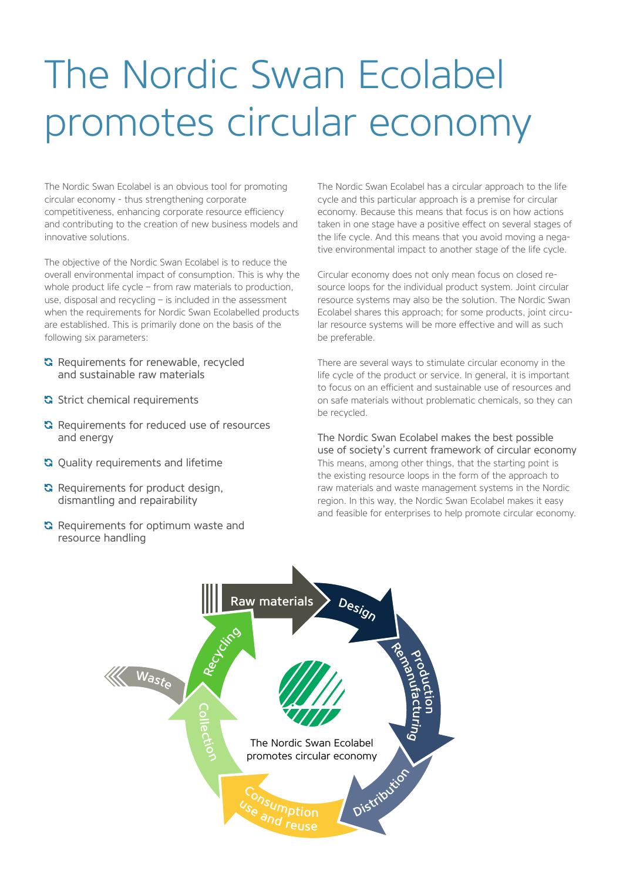# The Nordic Swan Ecolabel promotes circular economy

The Nordic Swan Ecolabel is an obvious tool for promoting circular economy - thus strengthening corporate competitiveness, enhancing corporate resource efficiency and contributing to the creation of new business models and innovative solutions.

The objective of the Nordic Swan Ecolabel is to reduce the overall environmental impact of consumption. This is why the whole product life cycle – from raw materials to production, use, disposal and recycling – is included in the assessment when the requirements for Nordic Swan Ecolabelled products are established. This is primarily done on the basis of the following six parameters:

- Requirements for renewable, recycled and sustainable raw materials
- Strict chemical requirements
- Requirements for reduced use of resources and energy
- Quality requirements and lifetime
- Requirements for product design, dismantling and repairability
- Requirements for optimum waste and resource handling

The Nordic Swan Ecolabel has a circular approach to the life cycle and this particular approach is a premise for circular economy. Because this means that focus is on how actions taken in one stage have a positive effect on several stages of the life cycle. And this means that you avoid moving a negative environmental impact to another stage of the life cycle.

Circular economy does not only mean focus on closed resource loops for the individual product system. Joint circular resource systems may also be the solution. The Nordic Swan Ecolabel shares this approach; for some products, joint circular resource systems will be more effective and will as such be preferable.

There are several ways to stimulate circular economy in the life cycle of the product or service. In general, it is important to focus on an efficient and sustainable use of resources and on safe materials without problematic chemicals, so they can be recycled.

### The Nordic Swan Ecolabel makes the best possible use of society's current framework of circular economy

This means, among other things, that the starting point is the existing resource loops in the form of the approach to raw materials and waste management systems in the Nordic region. In this way, the Nordic Swan Ecolabel makes it easy and feasible for enterprises to help promote circular economy.

Raw materials → Design → Production / Remanufacturing → Distribution → Consumption / Use and reuse → Collection → Recycling → Raw materials; Collection → Waste

The Nordic Swan Ecolabel promotes circular economy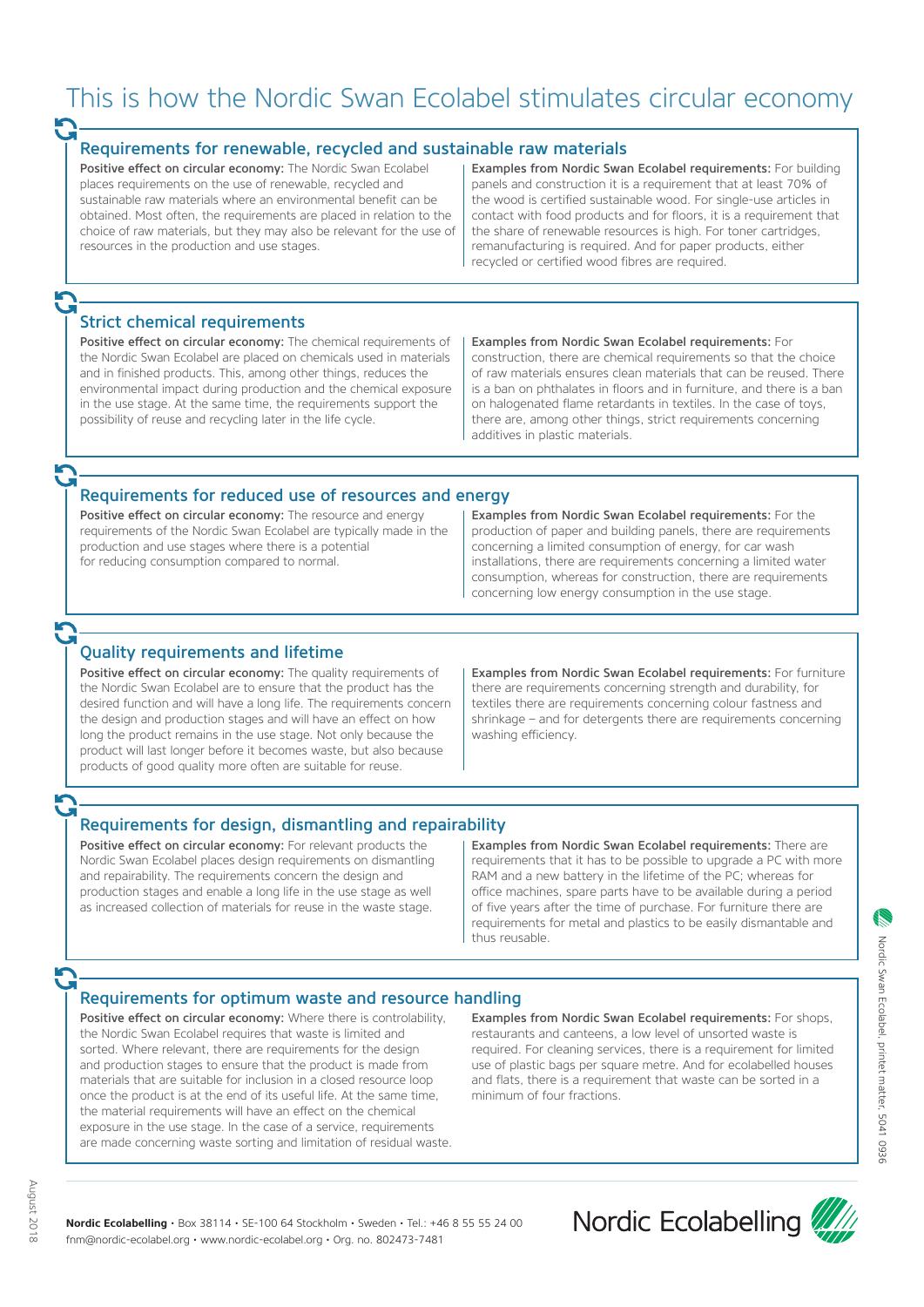# This is how the Nordic Swan Ecolabel stimulates circular economy

## Requirements for renewable, recycled and sustainable raw materials

**Positive effect on circular economy:** The Nordic Swan Ecolabel places requirements on the use of renewable, recycled and sustainable raw materials where an environmental benefit can be obtained. Most often, the requirements are placed in relation to the choice of raw materials, but they may also be relevant for the use of resources in the production and use stages.

**Examples from Nordic Swan Ecolabel requirements:** For building panels and construction it is a requirement that at least 70% of the wood is certified sustainable wood. For single-use articles in contact with food products and for floors, it is a requirement that the share of renewable resources is high. For toner cartridges, remanufacturing is required. And for paper products, either recycled or certified wood fibres are required.

## Strict chemical requirements

**Positive effect on circular economy:** The chemical requirements of the Nordic Swan Ecolabel are placed on chemicals used in materials and in finished products. This, among other things, reduces the environmental impact during production and the chemical exposure in the use stage. At the same time, the requirements support the possibility of reuse and recycling later in the life cycle.

**Examples from Nordic Swan Ecolabel requirements:** For construction, there are chemical requirements so that the choice of raw materials ensures clean materials that can be reused. There is a ban on phthalates in floors and in furniture, and there is a ban on halogenated flame retardants in textiles. In the case of toys, there are, among other things, strict requirements concerning additives in plastic materials.

## Requirements for reduced use of resources and energy

**Positive effect on circular economy:** The resource and energy requirements of the Nordic Swan Ecolabel are typically made in the production and use stages where there is a potential for reducing consumption compared to normal.

**Examples from Nordic Swan Ecolabel requirements:** For the production of paper and building panels, there are requirements concerning a limited consumption of energy, for car wash installations, there are requirements concerning a limited water consumption, whereas for construction, there are requirements concerning low energy consumption in the use stage.

## Quality requirements and lifetime

**Positive effect on circular economy:** The quality requirements of the Nordic Swan Ecolabel are to ensure that the product has the desired function and will have a long life. The requirements concern the design and production stages and will have an effect on how long the product remains in the use stage. Not only because the product will last longer before it becomes waste, but also because products of good quality more often are suitable for reuse.

**Examples from Nordic Swan Ecolabel requirements:** For furniture there are requirements concerning strength and durability, for textiles there are requirements concerning colour fastness and shrinkage – and for detergents there are requirements concerning washing efficiency.

## Requirements for design, dismantling and repairability

**Positive effect on circular economy:** For relevant products the Nordic Swan Ecolabel places design requirements on dismantling and repairability. The requirements concern the design and production stages and enable a long life in the use stage as well as increased collection of materials for reuse in the waste stage.

**Examples from Nordic Swan Ecolabel requirements:** There are requirements that it has to be possible to upgrade a PC with more RAM and a new battery in the lifetime of the PC; whereas for office machines, spare parts have to be available during a period of five years after the time of purchase. For furniture there are requirements for metal and plastics to be easily dismantable and thus reusable.

## Requirements for optimum waste and resource handling

**Positive effect on circular economy:** Where there is controlability, the Nordic Swan Ecolabel requires that waste is limited and sorted. Where relevant, there are requirements for the design and production stages to ensure that the product is made from materials that are suitable for inclusion in a closed resource loop once the product is at the end of its useful life. At the same time, the material requirements will have an effect on the chemical exposure in the use stage. In the case of a service, requirements are made concerning waste sorting and limitation of residual waste.

**Examples from Nordic Swan Ecolabel requirements:** For shops, restaurants and canteens, a low level of unsorted waste is required. For cleaning services, there is a requirement for limited use of plastic bags per square metre. And for ecolabelled houses and flats, there is a requirement that waste can be sorted in a minimum of four fractions.

**Nordic Ecolabelling** • Box 38114 • SE-100 64 Stockholm • Sweden • Tel.: +46 8 55 55 24 00
fnm@nordic-ecolabel.org • www.nordic-ecolabel.org • Org. no. 802473-7481

Nordic Ecolabelling

August 2018

Nordic Swan Ecolabel, printet matter, 5041 0936